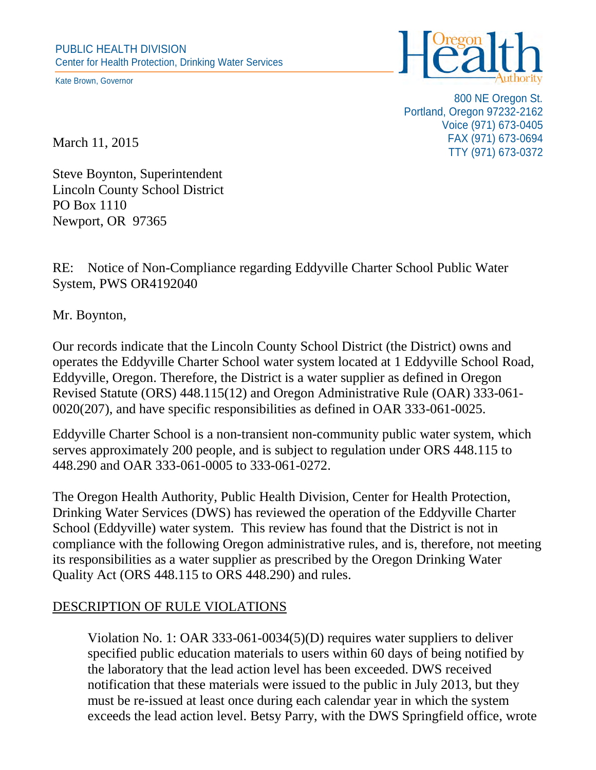PUBLIC HEALTH DIVISION
Center for Health Protection, Drinking Water Services

Kate Brown, Governor

Oregon Health Authority

800 NE Oregon St.
Portland, Oregon 97232-2162
Voice (971) 673-0405
FAX (971) 673-0694
TTY (971) 673-0372

March 11, 2015

Steve Boynton, Superintendent
Lincoln County School District
PO Box 1110
Newport, OR 97365

RE: Notice of Non-Compliance regarding Eddyville Charter School Public Water System, PWS OR4192040

Mr. Boynton,

Our records indicate that the Lincoln County School District (the District) owns and operates the Eddyville Charter School water system located at 1 Eddyville School Road, Eddyville, Oregon. Therefore, the District is a water supplier as defined in Oregon Revised Statute (ORS) 448.115(12) and Oregon Administrative Rule (OAR) 333-061-0020(207), and have specific responsibilities as defined in OAR 333-061-0025.

Eddyville Charter School is a non-transient non-community public water system, which serves approximately 200 people, and is subject to regulation under ORS 448.115 to 448.290 and OAR 333-061-0005 to 333-061-0272.

The Oregon Health Authority, Public Health Division, Center for Health Protection, Drinking Water Services (DWS) has reviewed the operation of the Eddyville Charter School (Eddyville) water system. This review has found that the District is not in compliance with the following Oregon administrative rules, and is, therefore, not meeting its responsibilities as a water supplier as prescribed by the Oregon Drinking Water Quality Act (ORS 448.115 to ORS 448.290) and rules.

## DESCRIPTION OF RULE VIOLATIONS

Violation No. 1: OAR 333-061-0034(5)(D) requires water suppliers to deliver specified public education materials to users within 60 days of being notified by the laboratory that the lead action level has been exceeded. DWS received notification that these materials were issued to the public in July 2013, but they must be re-issued at least once during each calendar year in which the system exceeds the lead action level. Betsy Parry, with the DWS Springfield office, wrote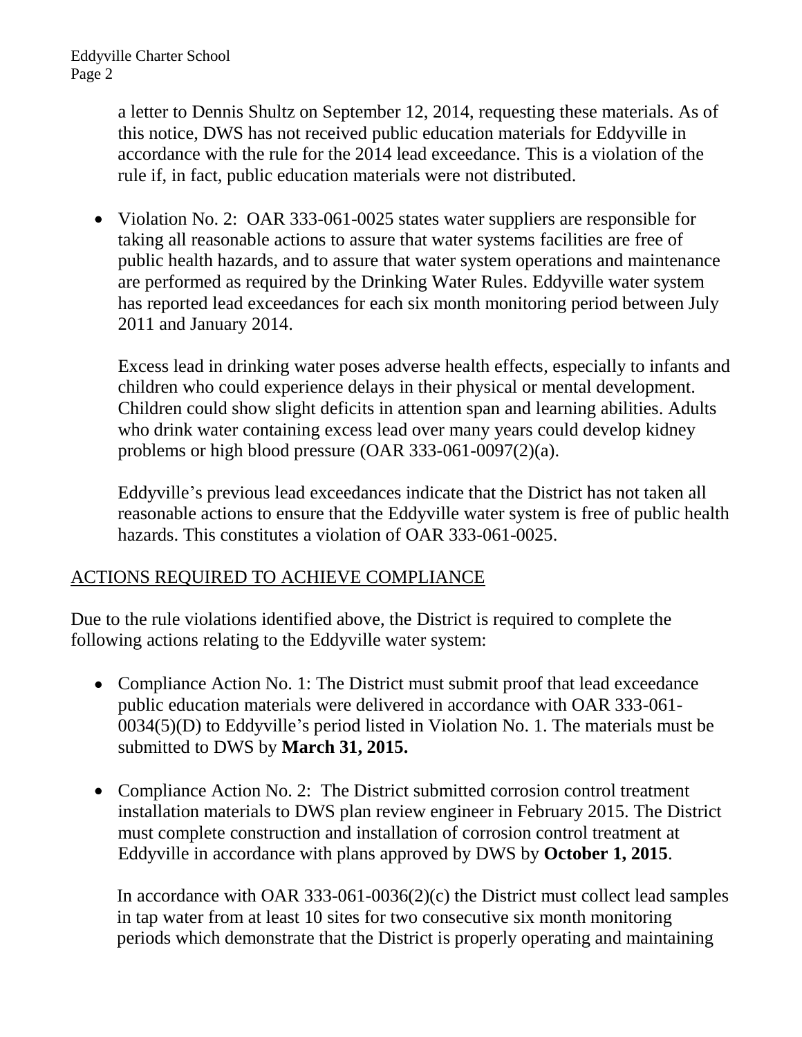a letter to Dennis Shultz on September 12, 2014, requesting these materials. As of this notice, DWS has not received public education materials for Eddyville in accordance with the rule for the 2014 lead exceedance. This is a violation of the rule if, in fact, public education materials were not distributed.

- Violation No. 2: OAR 333-061-0025 states water suppliers are responsible for taking all reasonable actions to assure that water systems facilities are free of public health hazards, and to assure that water system operations and maintenance are performed as required by the Drinking Water Rules. Eddyville water system has reported lead exceedances for each six month monitoring period between July 2011 and January 2014.

  Excess lead in drinking water poses adverse health effects, especially to infants and children who could experience delays in their physical or mental development. Children could show slight deficits in attention span and learning abilities. Adults who drink water containing excess lead over many years could develop kidney problems or high blood pressure (OAR 333-061-0097(2)(a).

  Eddyville's previous lead exceedances indicate that the District has not taken all reasonable actions to ensure that the Eddyville water system is free of public health hazards. This constitutes a violation of OAR 333-061-0025.

## ACTIONS REQUIRED TO ACHIEVE COMPLIANCE

Due to the rule violations identified above, the District is required to complete the following actions relating to the Eddyville water system:

- Compliance Action No. 1: The District must submit proof that lead exceedance public education materials were delivered in accordance with OAR 333-061-0034(5)(D) to Eddyville's period listed in Violation No. 1. The materials must be submitted to DWS by **March 31, 2015.**

- Compliance Action No. 2: The District submitted corrosion control treatment installation materials to DWS plan review engineer in February 2015. The District must complete construction and installation of corrosion control treatment at Eddyville in accordance with plans approved by DWS by **October 1, 2015**.

  In accordance with OAR 333-061-0036(2)(c) the District must collect lead samples in tap water from at least 10 sites for two consecutive six month monitoring periods which demonstrate that the District is properly operating and maintaining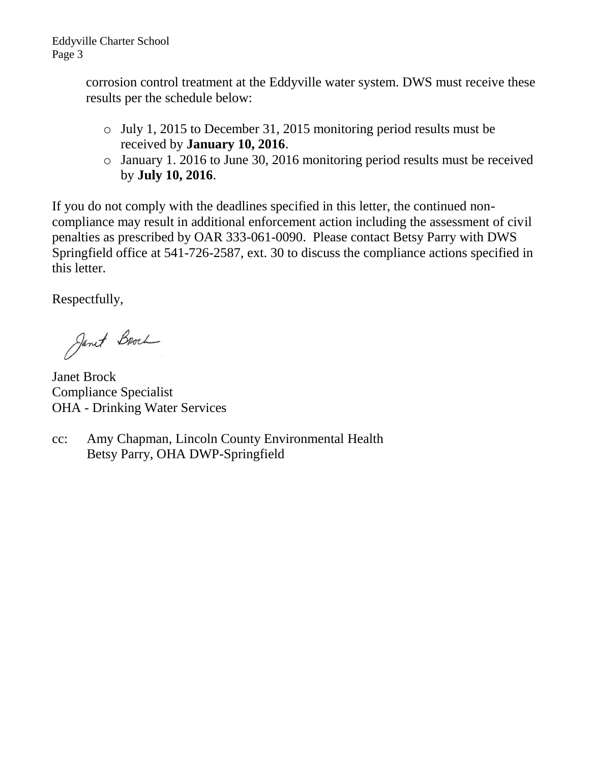corrosion control treatment at the Eddyville water system. DWS must receive these results per the schedule below:

- July 1, 2015 to December 31, 2015 monitoring period results must be received by **January 10, 2016**.
- January 1. 2016 to June 30, 2016 monitoring period results must be received by **July 10, 2016**.

If you do not comply with the deadlines specified in this letter, the continued non-compliance may result in additional enforcement action including the assessment of civil penalties as prescribed by OAR 333-061-0090. Please contact Betsy Parry with DWS Springfield office at 541-726-2587, ext. 30 to discuss the compliance actions specified in this letter.

Respectfully,

Janet Brock

Janet Brock
Compliance Specialist
OHA - Drinking Water Services

cc: Amy Chapman, Lincoln County Environmental Health
Betsy Parry, OHA DWP-Springfield